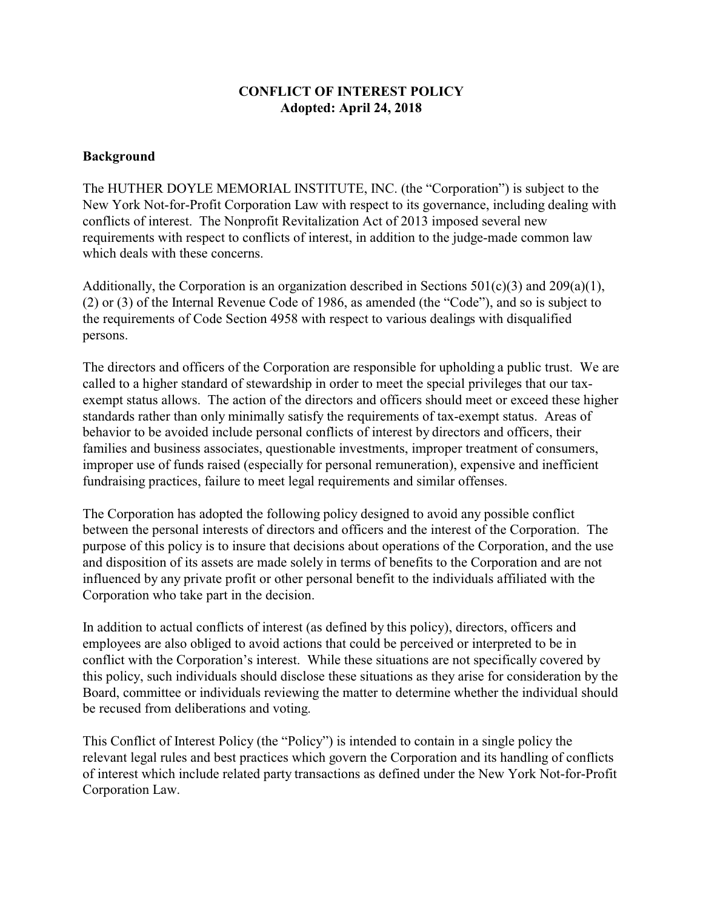**CONFLICT OF INTEREST POLICY**
**Adopted: April 24, 2018**

## Background

The HUTHER DOYLE MEMORIAL INSTITUTE, INC. (the "Corporation") is subject to the New York Not-for-Profit Corporation Law with respect to its governance, including dealing with conflicts of interest. The Nonprofit Revitalization Act of 2013 imposed several new requirements with respect to conflicts of interest, in addition to the judge-made common law which deals with these concerns.

Additionally, the Corporation is an organization described in Sections 501(c)(3) and 209(a)(1), (2) or (3) of the Internal Revenue Code of 1986, as amended (the "Code"), and so is subject to the requirements of Code Section 4958 with respect to various dealings with disqualified persons.

The directors and officers of the Corporation are responsible for upholding a public trust. We are called to a higher standard of stewardship in order to meet the special privileges that our tax-exempt status allows. The action of the directors and officers should meet or exceed these higher standards rather than only minimally satisfy the requirements of tax-exempt status. Areas of behavior to be avoided include personal conflicts of interest by directors and officers, their families and business associates, questionable investments, improper treatment of consumers, improper use of funds raised (especially for personal remuneration), expensive and inefficient fundraising practices, failure to meet legal requirements and similar offenses.

The Corporation has adopted the following policy designed to avoid any possible conflict between the personal interests of directors and officers and the interest of the Corporation. The purpose of this policy is to insure that decisions about operations of the Corporation, and the use and disposition of its assets are made solely in terms of benefits to the Corporation and are not influenced by any private profit or other personal benefit to the individuals affiliated with the Corporation who take part in the decision.

In addition to actual conflicts of interest (as defined by this policy), directors, officers and employees are also obliged to avoid actions that could be perceived or interpreted to be in conflict with the Corporation's interest. While these situations are not specifically covered by this policy, such individuals should disclose these situations as they arise for consideration by the Board, committee or individuals reviewing the matter to determine whether the individual should be recused from deliberations and voting.

This Conflict of Interest Policy (the "Policy") is intended to contain in a single policy the relevant legal rules and best practices which govern the Corporation and its handling of conflicts of interest which include related party transactions as defined under the New York Not-for-Profit Corporation Law.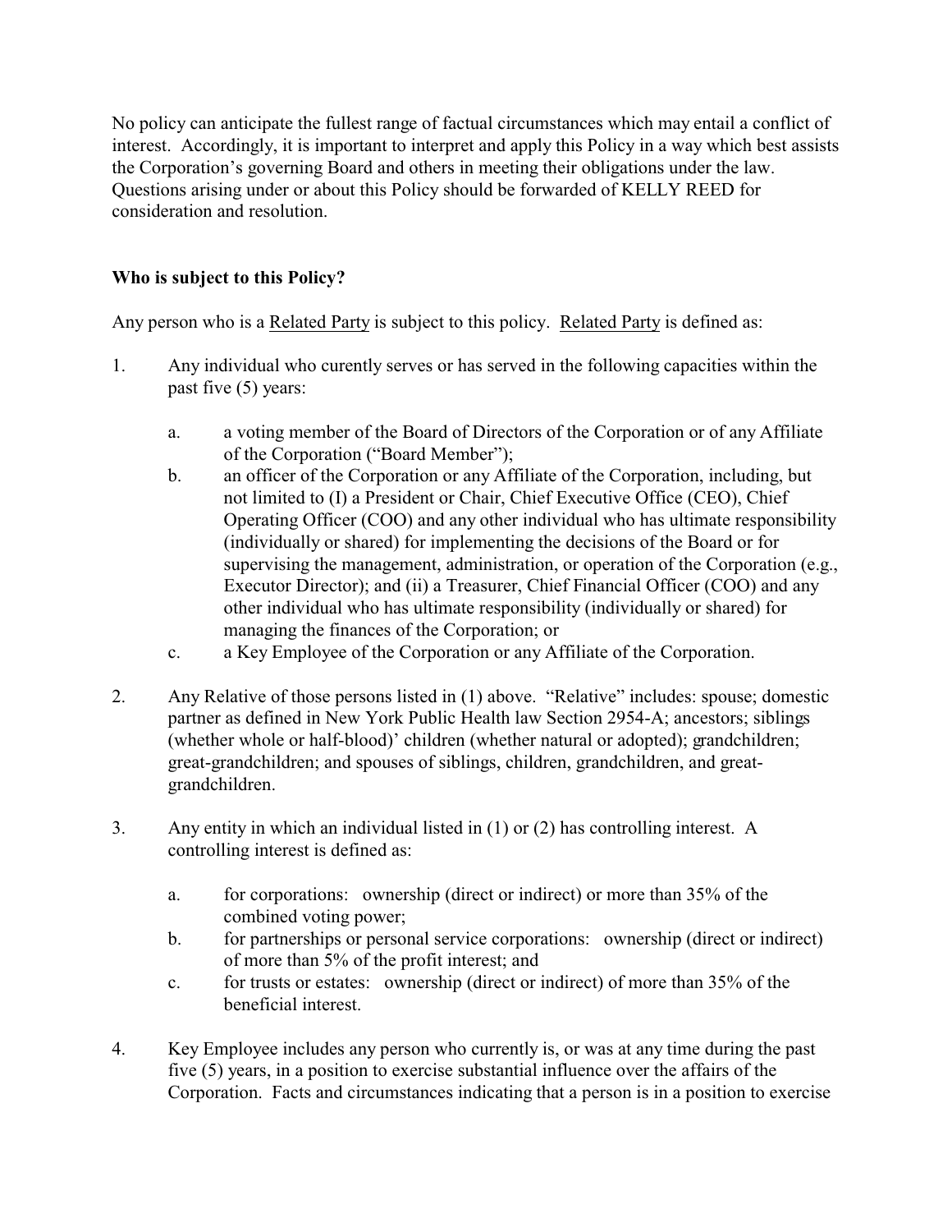No policy can anticipate the fullest range of factual circumstances which may entail a conflict of interest. Accordingly, it is important to interpret and apply this Policy in a way which best assists the Corporation's governing Board and others in meeting their obligations under the law. Questions arising under or about this Policy should be forwarded of KELLY REED for consideration and resolution.

**Who is subject to this Policy?**

Any person who is a Related Party is subject to this policy. Related Party is defined as:

1. Any individual who curently serves or has served in the following capacities within the past five (5) years:

   a. a voting member of the Board of Directors of the Corporation or of any Affiliate of the Corporation ("Board Member");

   b. an officer of the Corporation or any Affiliate of the Corporation, including, but not limited to (I) a President or Chair, Chief Executive Office (CEO), Chief Operating Officer (COO) and any other individual who has ultimate responsibility (individually or shared) for implementing the decisions of the Board or for supervising the management, administration, or operation of the Corporation (e.g., Executor Director); and (ii) a Treasurer, Chief Financial Officer (COO) and any other individual who has ultimate responsibility (individually or shared) for managing the finances of the Corporation; or

   c. a Key Employee of the Corporation or any Affiliate of the Corporation.

2. Any Relative of those persons listed in (1) above. "Relative" includes: spouse; domestic partner as defined in New York Public Health law Section 2954-A; ancestors; siblings (whether whole or half-blood)' children (whether natural or adopted); grandchildren; great-grandchildren; and spouses of siblings, children, grandchildren, and great-grandchildren.

3. Any entity in which an individual listed in (1) or (2) has controlling interest. A controlling interest is defined as:

   a. for corporations: ownership (direct or indirect) or more than 35% of the combined voting power;

   b. for partnerships or personal service corporations: ownership (direct or indirect) of more than 5% of the profit interest; and

   c. for trusts or estates: ownership (direct or indirect) of more than 35% of the beneficial interest.

4. Key Employee includes any person who currently is, or was at any time during the past five (5) years, in a position to exercise substantial influence over the affairs of the Corporation. Facts and circumstances indicating that a person is in a position to exercise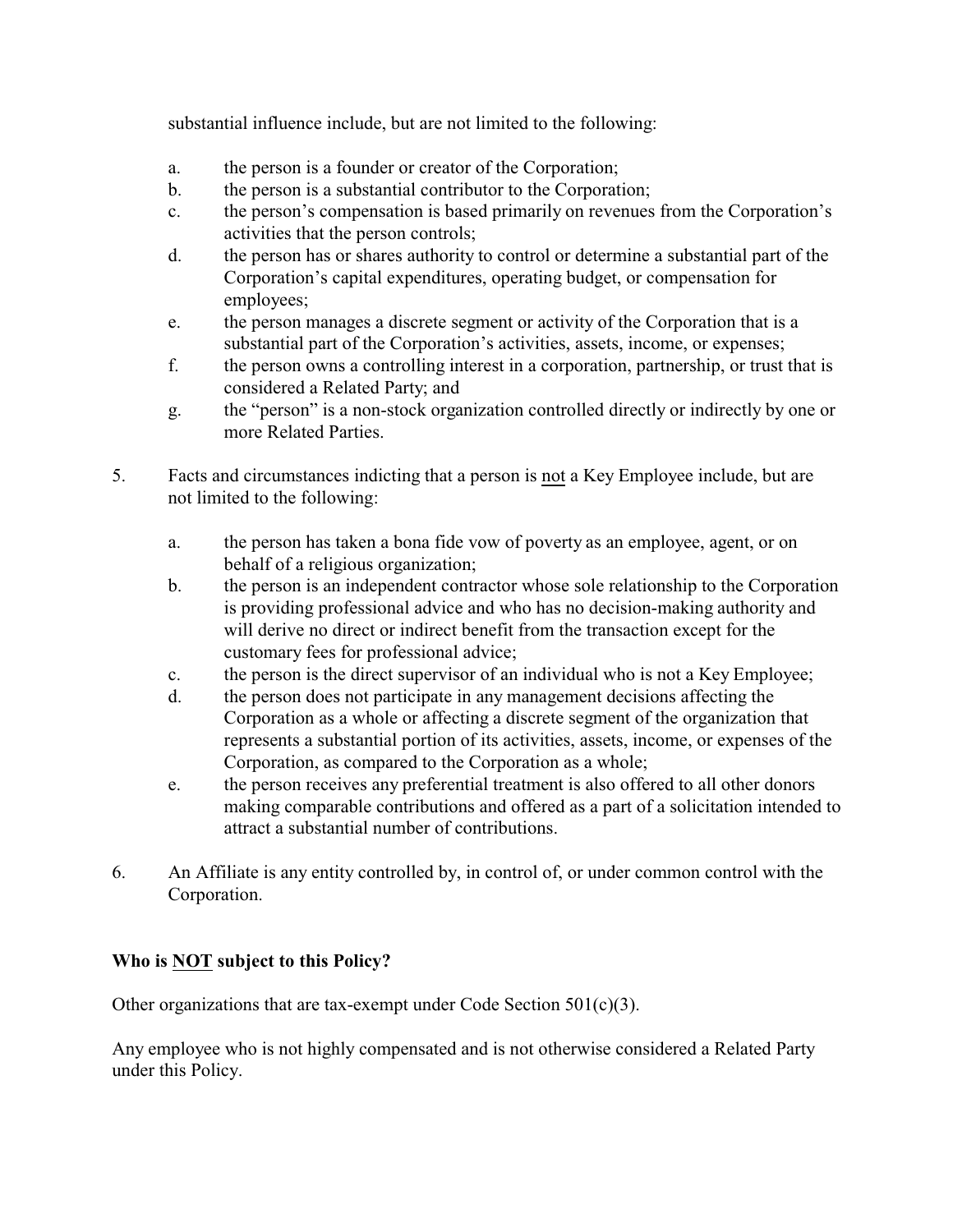substantial influence include, but are not limited to the following:

   a. the person is a founder or creator of the Corporation;
   b. the person is a substantial contributor to the Corporation;
   c. the person's compensation is based primarily on revenues from the Corporation's activities that the person controls;
   d. the person has or shares authority to control or determine a substantial part of the Corporation's capital expenditures, operating budget, or compensation for employees;
   e. the person manages a discrete segment or activity of the Corporation that is a substantial part of the Corporation's activities, assets, income, or expenses;
   f. the person owns a controlling interest in a corporation, partnership, or trust that is considered a Related Party; and
   g. the "person" is a non-stock organization controlled directly or indirectly by one or more Related Parties.

5. Facts and circumstances indicting that a person is <u>not</u> a Key Employee include, but are not limited to the following:

   a. the person has taken a bona fide vow of poverty as an employee, agent, or on behalf of a religious organization;
   b. the person is an independent contractor whose sole relationship to the Corporation is providing professional advice and who has no decision-making authority and will derive no direct or indirect benefit from the transaction except for the customary fees for professional advice;
   c. the person is the direct supervisor of an individual who is not a Key Employee;
   d. the person does not participate in any management decisions affecting the Corporation as a whole or affecting a discrete segment of the organization that represents a substantial portion of its activities, assets, income, or expenses of the Corporation, as compared to the Corporation as a whole;
   e. the person receives any preferential treatment is also offered to all other donors making comparable contributions and offered as a part of a solicitation intended to attract a substantial number of contributions.

6. An Affiliate is any entity controlled by, in control of, or under common control with the Corporation.

**Who is <u>NOT</u> subject to this Policy?**

Other organizations that are tax-exempt under Code Section 501(c)(3).

Any employee who is not highly compensated and is not otherwise considered a Related Party under this Policy.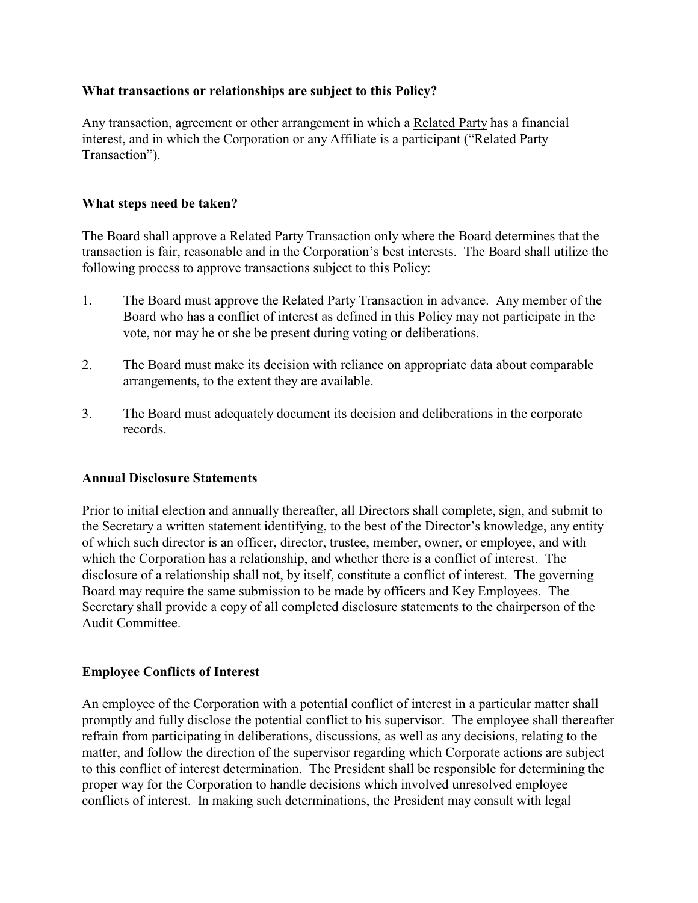**What transactions or relationships are subject to this Policy?**

Any transaction, agreement or other arrangement in which a Related Party has a financial interest, and in which the Corporation or any Affiliate is a participant ("Related Party Transaction").

**What steps need be taken?**

The Board shall approve a Related Party Transaction only where the Board determines that the transaction is fair, reasonable and in the Corporation's best interests. The Board shall utilize the following process to approve transactions subject to this Policy:

1. The Board must approve the Related Party Transaction in advance. Any member of the Board who has a conflict of interest as defined in this Policy may not participate in the vote, nor may he or she be present during voting or deliberations.

2. The Board must make its decision with reliance on appropriate data about comparable arrangements, to the extent they are available.

3. The Board must adequately document its decision and deliberations in the corporate records.

**Annual Disclosure Statements**

Prior to initial election and annually thereafter, all Directors shall complete, sign, and submit to the Secretary a written statement identifying, to the best of the Director's knowledge, any entity of which such director is an officer, director, trustee, member, owner, or employee, and with which the Corporation has a relationship, and whether there is a conflict of interest. The disclosure of a relationship shall not, by itself, constitute a conflict of interest. The governing Board may require the same submission to be made by officers and Key Employees. The Secretary shall provide a copy of all completed disclosure statements to the chairperson of the Audit Committee.

**Employee Conflicts of Interest**

An employee of the Corporation with a potential conflict of interest in a particular matter shall promptly and fully disclose the potential conflict to his supervisor. The employee shall thereafter refrain from participating in deliberations, discussions, as well as any decisions, relating to the matter, and follow the direction of the supervisor regarding which Corporate actions are subject to this conflict of interest determination. The President shall be responsible for determining the proper way for the Corporation to handle decisions which involved unresolved employee conflicts of interest. In making such determinations, the President may consult with legal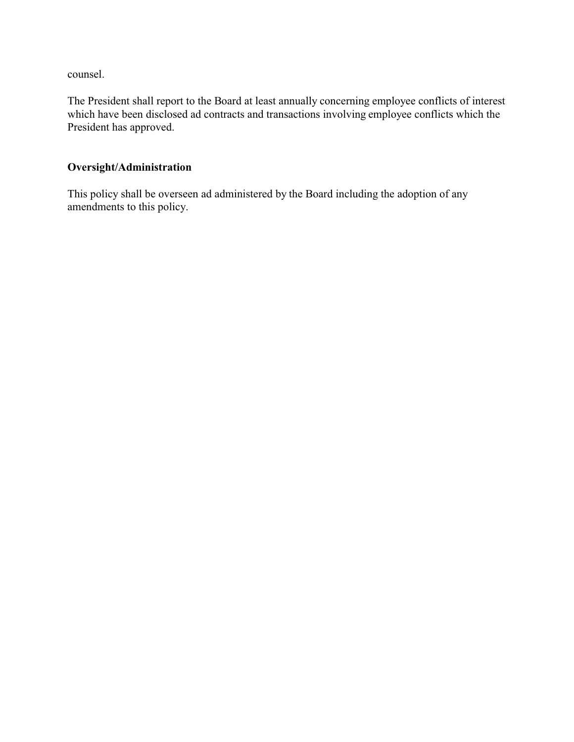counsel.

The President shall report to the Board at least annually concerning employee conflicts of interest which have been disclosed ad contracts and transactions involving employee conflicts which the President has approved.

## Oversight/Administration

This policy shall be overseen ad administered by the Board including the adoption of any amendments to this policy.